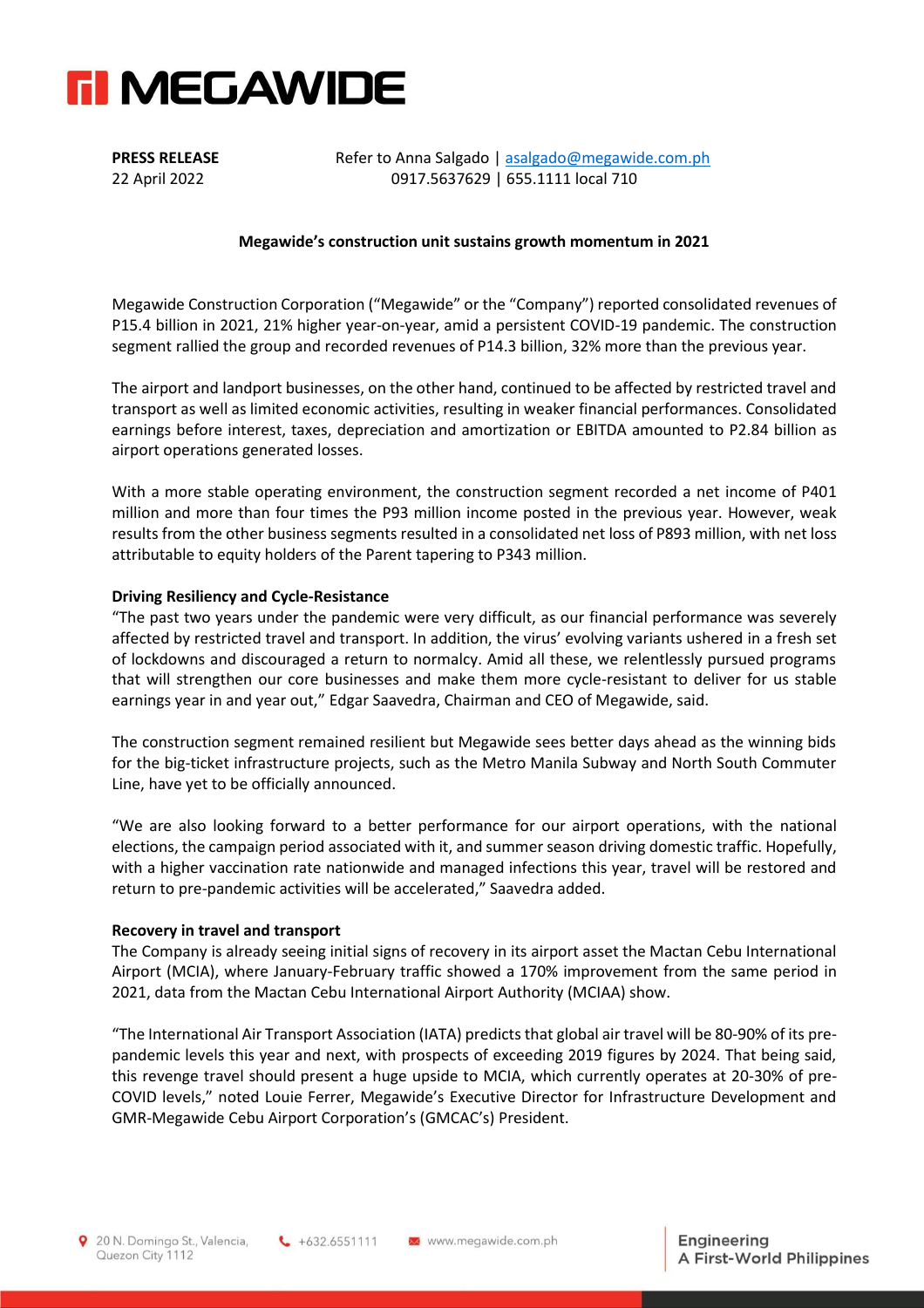# MEGAWIDE

**PRESS RELEASE**
22 April 2022

Refer to Anna Salgado | asalgado@megawide.com.ph
0917.5637629 | 655.1111 local 710

**Megawide's construction unit sustains growth momentum in 2021**

Megawide Construction Corporation ("Megawide" or the "Company") reported consolidated revenues of P15.4 billion in 2021, 21% higher year-on-year, amid a persistent COVID-19 pandemic. The construction segment rallied the group and recorded revenues of P14.3 billion, 32% more than the previous year.

The airport and landport businesses, on the other hand, continued to be affected by restricted travel and transport as well as limited economic activities, resulting in weaker financial performances. Consolidated earnings before interest, taxes, depreciation and amortization or EBITDA amounted to P2.84 billion as airport operations generated losses.

With a more stable operating environment, the construction segment recorded a net income of P401 million and more than four times the P93 million income posted in the previous year. However, weak results from the other business segments resulted in a consolidated net loss of P893 million, with net loss attributable to equity holders of the Parent tapering to P343 million.

**Driving Resiliency and Cycle-Resistance**

"The past two years under the pandemic were very difficult, as our financial performance was severely affected by restricted travel and transport. In addition, the virus' evolving variants ushered in a fresh set of lockdowns and discouraged a return to normalcy. Amid all these, we relentlessly pursued programs that will strengthen our core businesses and make them more cycle-resistant to deliver for us stable earnings year in and year out," Edgar Saavedra, Chairman and CEO of Megawide, said.

The construction segment remained resilient but Megawide sees better days ahead as the winning bids for the big-ticket infrastructure projects, such as the Metro Manila Subway and North South Commuter Line, have yet to be officially announced.

"We are also looking forward to a better performance for our airport operations, with the national elections, the campaign period associated with it, and summer season driving domestic traffic. Hopefully, with a higher vaccination rate nationwide and managed infections this year, travel will be restored and return to pre-pandemic activities will be accelerated," Saavedra added.

**Recovery in travel and transport**

The Company is already seeing initial signs of recovery in its airport asset the Mactan Cebu International Airport (MCIA), where January-February traffic showed a 170% improvement from the same period in 2021, data from the Mactan Cebu International Airport Authority (MCIAA) show.

"The International Air Transport Association (IATA) predicts that global air travel will be 80-90% of its pre-pandemic levels this year and next, with prospects of exceeding 2019 figures by 2024. That being said, this revenge travel should present a huge upside to MCIA, which currently operates at 20-30% of pre-COVID levels," noted Louie Ferrer, Megawide's Executive Director for Infrastructure Development and GMR-Megawide Cebu Airport Corporation's (GMCAC's) President.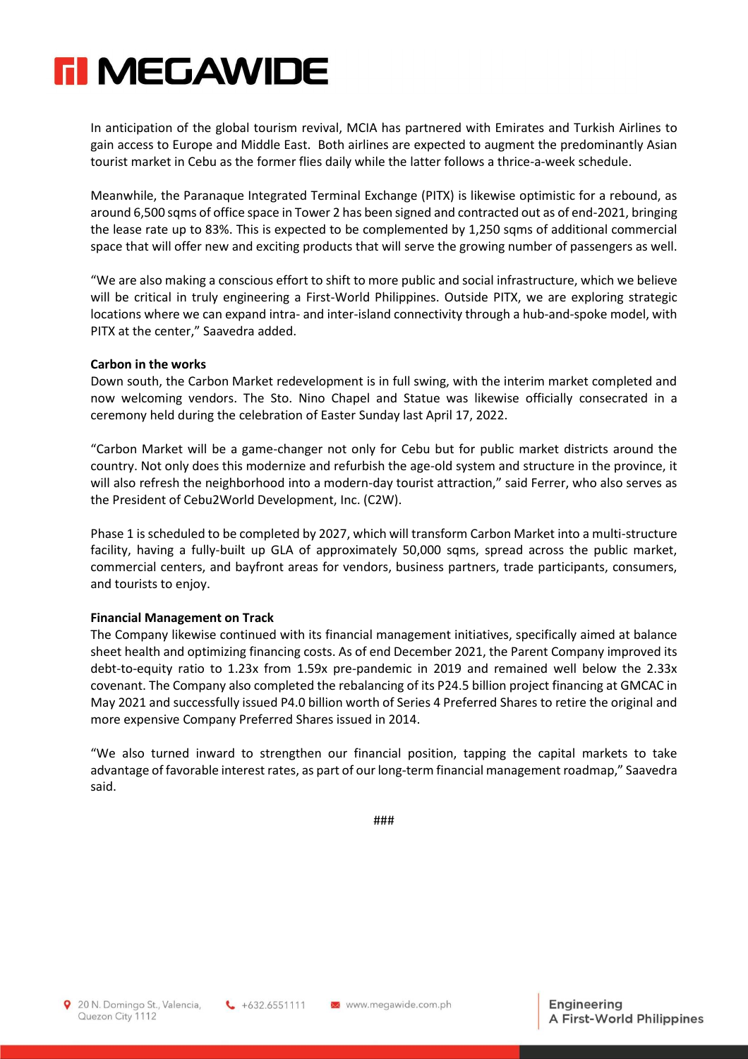In anticipation of the global tourism revival, MCIA has partnered with Emirates and Turkish Airlines to gain access to Europe and Middle East. Both airlines are expected to augment the predominantly Asian tourist market in Cebu as the former flies daily while the latter follows a thrice-a-week schedule.

Meanwhile, the Paranaque Integrated Terminal Exchange (PITX) is likewise optimistic for a rebound, as around 6,500 sqms of office space in Tower 2 has been signed and contracted out as of end-2021, bringing the lease rate up to 83%. This is expected to be complemented by 1,250 sqms of additional commercial space that will offer new and exciting products that will serve the growing number of passengers as well.

"We are also making a conscious effort to shift to more public and social infrastructure, which we believe will be critical in truly engineering a First-World Philippines. Outside PITX, we are exploring strategic locations where we can expand intra- and inter-island connectivity through a hub-and-spoke model, with PITX at the center," Saavedra added.

**Carbon in the works**

Down south, the Carbon Market redevelopment is in full swing, with the interim market completed and now welcoming vendors. The Sto. Nino Chapel and Statue was likewise officially consecrated in a ceremony held during the celebration of Easter Sunday last April 17, 2022.

"Carbon Market will be a game-changer not only for Cebu but for public market districts around the country. Not only does this modernize and refurbish the age-old system and structure in the province, it will also refresh the neighborhood into a modern-day tourist attraction," said Ferrer, who also serves as the President of Cebu2World Development, Inc. (C2W).

Phase 1 is scheduled to be completed by 2027, which will transform Carbon Market into a multi-structure facility, having a fully-built up GLA of approximately 50,000 sqms, spread across the public market, commercial centers, and bayfront areas for vendors, business partners, trade participants, consumers, and tourists to enjoy.

**Financial Management on Track**

The Company likewise continued with its financial management initiatives, specifically aimed at balance sheet health and optimizing financing costs. As of end December 2021, the Parent Company improved its debt-to-equity ratio to 1.23x from 1.59x pre-pandemic in 2019 and remained well below the 2.33x covenant. The Company also completed the rebalancing of its P24.5 billion project financing at GMCAC in May 2021 and successfully issued P4.0 billion worth of Series 4 Preferred Shares to retire the original and more expensive Company Preferred Shares issued in 2014.

"We also turned inward to strengthen our financial position, tapping the capital markets to take advantage of favorable interest rates, as part of our long-term financial management roadmap," Saavedra said.

###